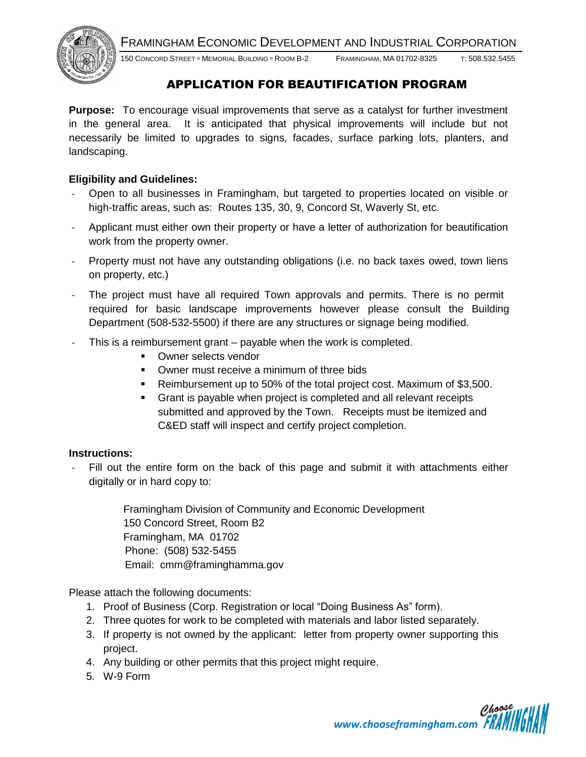FRAMINGHAM ECONOMIC DEVELOPMENT AND INDUSTRIAL CORPORATION

150 CONCORD STREET ▫ MEMORIAL BUILDING ▫ ROOM B-2 FRAMINGHAM, MA 01702-8325 T: 508.532.5455

# APPLICATION FOR BEAUTIFICATION PROGRAM

**Purpose:** To encourage visual improvements that serve as a catalyst for further investment in the general area. It is anticipated that physical improvements will include but not necessarily be limited to upgrades to signs, facades, surface parking lots, planters, and landscaping.

**Eligibility and Guidelines:**

- Open to all businesses in Framingham, but targeted to properties located on visible or high-traffic areas, such as: Routes 135, 30, 9, Concord St, Waverly St, etc.
- Applicant must either own their property or have a letter of authorization for beautification work from the property owner.
- Property must not have any outstanding obligations (i.e. no back taxes owed, town liens on property, etc.)
- The project must have all required Town approvals and permits. There is no permit required for basic landscape improvements however please consult the Building Department (508-532-5500) if there are any structures or signage being modified.
- This is a reimbursement grant – payable when the work is completed.
  - Owner selects vendor
  - Owner must receive a minimum of three bids
  - Reimbursement up to 50% of the total project cost. Maximum of $3,500.
  - Grant is payable when project is completed and all relevant receipts submitted and approved by the Town. Receipts must be itemized and C&ED staff will inspect and certify project completion.

**Instructions:**

- Fill out the entire form on the back of this page and submit it with attachments either digitally or in hard copy to:

  Framingham Division of Community and Economic Development
  150 Concord Street, Room B2
  Framingham, MA 01702
  Phone: (508) 532-5455
  Email: cmm@framinghamma.gov

Please attach the following documents:

1. Proof of Business (Corp. Registration or local "Doing Business As" form).
2. Three quotes for work to be completed with materials and labor listed separately.
3. If property is not owned by the applicant: letter from property owner supporting this project.
4. Any building or other permits that this project might require.
5. W-9 Form

*www.chooseframingham.com* Choose FRAMINGHAM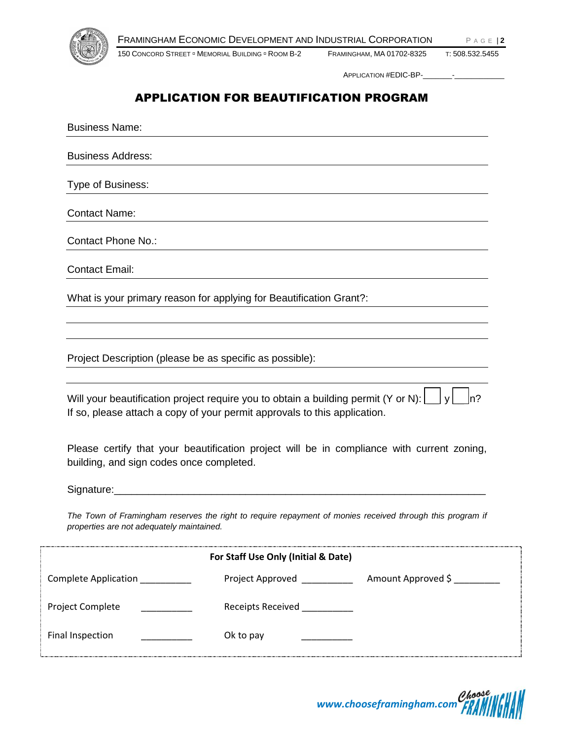APPLICATION #EDIC-BP-_______-___________

# APPLICATION FOR BEAUTIFICATION PROGRAM

Business Name:

Business Address:

Type of Business:

Contact Name:

Contact Phone No.:

Contact Email:

What is your primary reason for applying for Beautification Grant?:

Project Description (please be as specific as possible):

Will your beautification project require you to obtain a building permit (Y or N): ☐ y ☐ n?
If so, please attach a copy of your permit approvals to this application.

Please certify that your beautification project will be in compliance with current zoning, building, and sign codes once completed.

Signature:_______________________________________________________________

*The Town of Framingham reserves the right to require repayment of monies received through this program if properties are not adequately maintained.*

**For Staff Use Only (Initial & Date)**

| | | |
|---|---|---|
| Complete Application __________ | Project Approved __________ | Amount Approved $ _________ |
| Project Complete __________ | Receipts Received __________ | |
| Final Inspection __________ | Ok to pay __________ | |

www.chooseframingham.com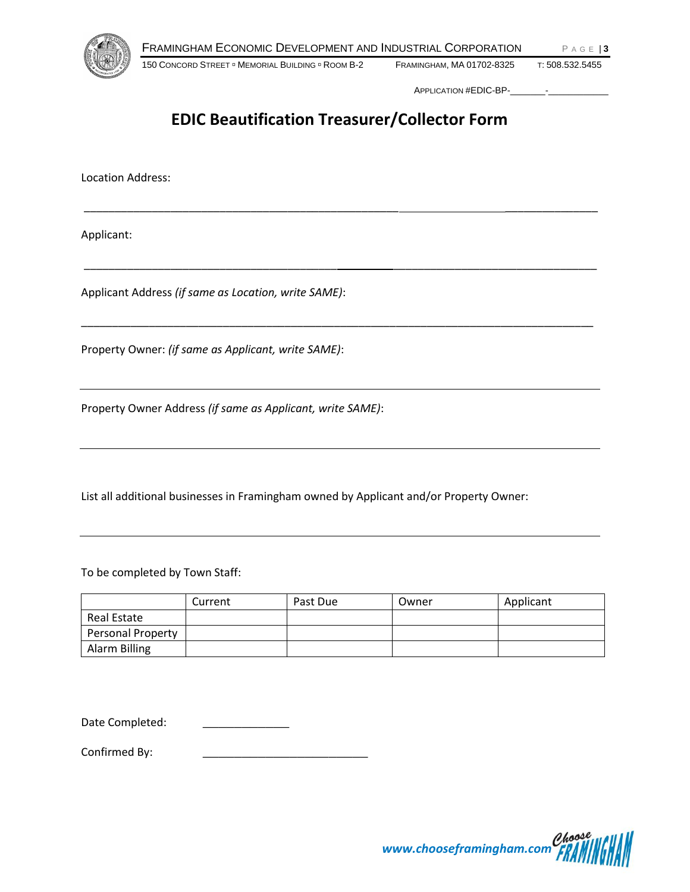APPLICATION #EDIC-BP-_______-___________

# EDIC Beautification Treasurer/Collector Form

Location Address:

______________________________________________________________________________

Applicant:

______________________________________________________________________________

Applicant Address *(if same as Location, write SAME)*:

______________________________________________________________________________

Property Owner: *(if same as Applicant, write SAME)*:

______________________________________________________________________________

Property Owner Address *(if same as Applicant, write SAME)*:

______________________________________________________________________________

List all additional businesses in Framingham owned by Applicant and/or Property Owner:

______________________________________________________________________________

To be completed by Town Staff:

| | Current | Past Due | Owner | Applicant |
|---|---|---|---|---|
| Real Estate | | | | |
| Personal Property | | | | |
| Alarm Billing | | | | |

Date Completed: ______________

Confirmed By: ___________________________

www.chooseframingham.com